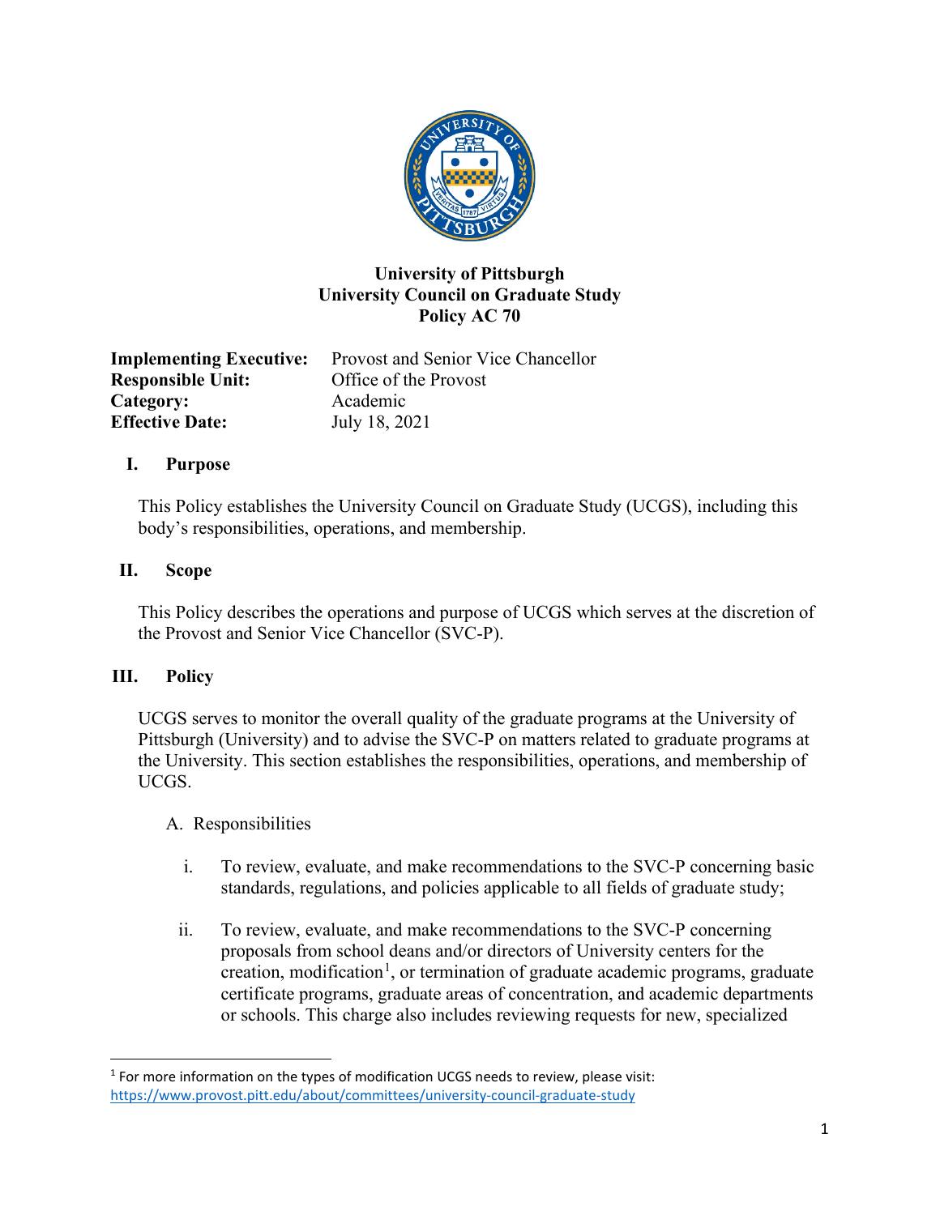**University of Pittsburgh**
**University Council on Graduate Study**
**Policy AC 70**

| | |
|---|---|
| **Implementing Executive:** | Provost and Senior Vice Chancellor |
| **Responsible Unit:** | Office of the Provost |
| **Category:** | Academic |
| **Effective Date:** | July 18, 2021 |

## I. Purpose

This Policy establishes the University Council on Graduate Study (UCGS), including this body's responsibilities, operations, and membership.

## II. Scope

This Policy describes the operations and purpose of UCGS which serves at the discretion of the Provost and Senior Vice Chancellor (SVC-P).

## III. Policy

UCGS serves to monitor the overall quality of the graduate programs at the University of Pittsburgh (University) and to advise the SVC-P on matters related to graduate programs at the University. This section establishes the responsibilities, operations, and membership of UCGS.

A. Responsibilities

i. To review, evaluate, and make recommendations to the SVC-P concerning basic standards, regulations, and policies applicable to all fields of graduate study;

ii. To review, evaluate, and make recommendations to the SVC-P concerning proposals from school deans and/or directors of University centers for the creation, modification[1], or termination of graduate academic programs, graduate certificate programs, graduate areas of concentration, and academic departments or schools. This charge also includes reviewing requests for new, specialized

[1] For more information on the types of modification UCGS needs to review, please visit: https://www.provost.pitt.edu/about/committees/university-council-graduate-study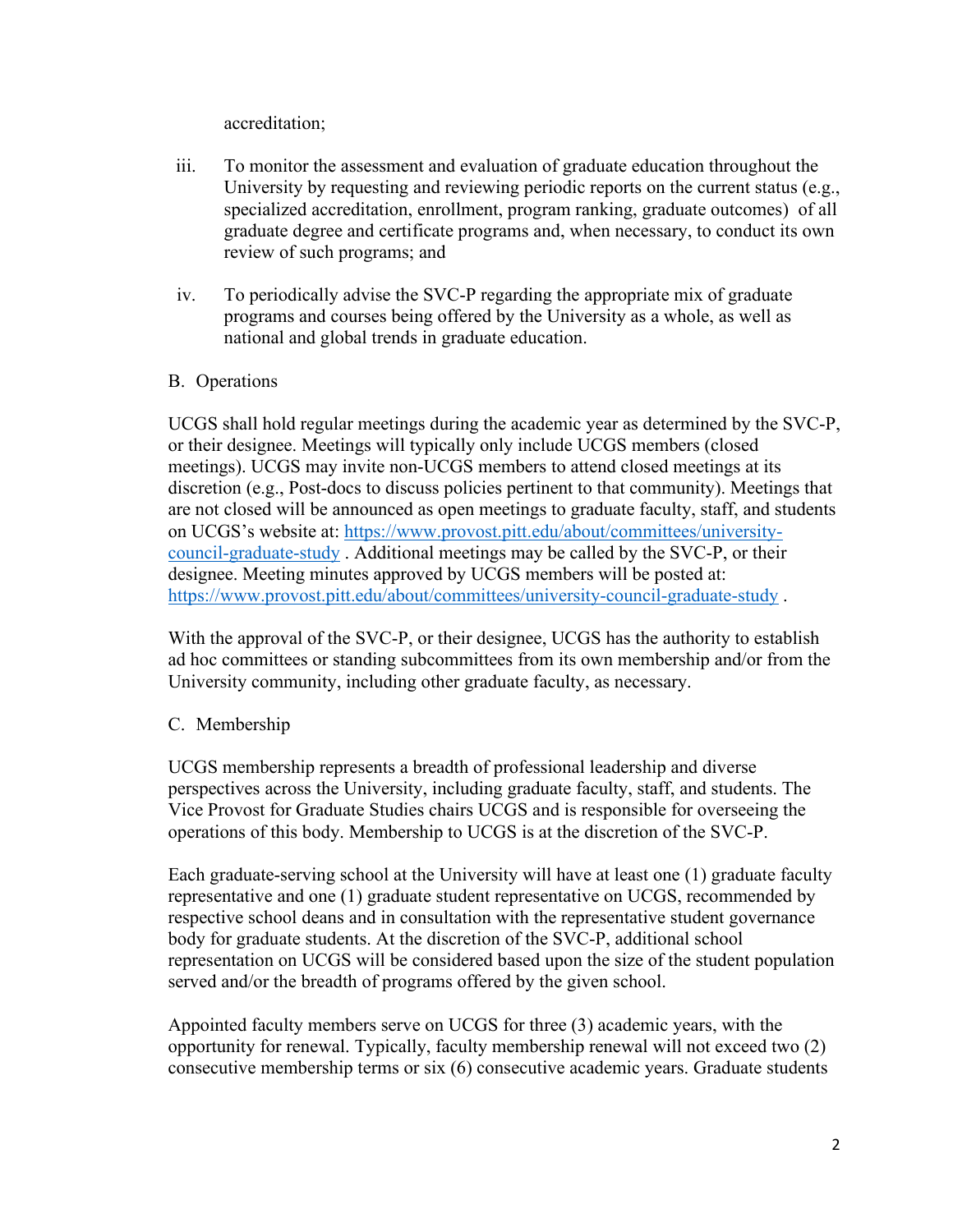accreditation;

iii. To monitor the assessment and evaluation of graduate education throughout the University by requesting and reviewing periodic reports on the current status (e.g., specialized accreditation, enrollment, program ranking, graduate outcomes) of all graduate degree and certificate programs and, when necessary, to conduct its own review of such programs; and

iv. To periodically advise the SVC-P regarding the appropriate mix of graduate programs and courses being offered by the University as a whole, as well as national and global trends in graduate education.

B. Operations

UCGS shall hold regular meetings during the academic year as determined by the SVC-P, or their designee. Meetings will typically only include UCGS members (closed meetings). UCGS may invite non-UCGS members to attend closed meetings at its discretion (e.g., Post-docs to discuss policies pertinent to that community). Meetings that are not closed will be announced as open meetings to graduate faculty, staff, and students on UCGS's website at: https://www.provost.pitt.edu/about/committees/university-council-graduate-study . Additional meetings may be called by the SVC-P, or their designee. Meeting minutes approved by UCGS members will be posted at: https://www.provost.pitt.edu/about/committees/university-council-graduate-study .

With the approval of the SVC-P, or their designee, UCGS has the authority to establish ad hoc committees or standing subcommittees from its own membership and/or from the University community, including other graduate faculty, as necessary.

C. Membership

UCGS membership represents a breadth of professional leadership and diverse perspectives across the University, including graduate faculty, staff, and students. The Vice Provost for Graduate Studies chairs UCGS and is responsible for overseeing the operations of this body. Membership to UCGS is at the discretion of the SVC-P.

Each graduate-serving school at the University will have at least one (1) graduate faculty representative and one (1) graduate student representative on UCGS, recommended by respective school deans and in consultation with the representative student governance body for graduate students. At the discretion of the SVC-P, additional school representation on UCGS will be considered based upon the size of the student population served and/or the breadth of programs offered by the given school.

Appointed faculty members serve on UCGS for three (3) academic years, with the opportunity for renewal. Typically, faculty membership renewal will not exceed two (2) consecutive membership terms or six (6) consecutive academic years. Graduate students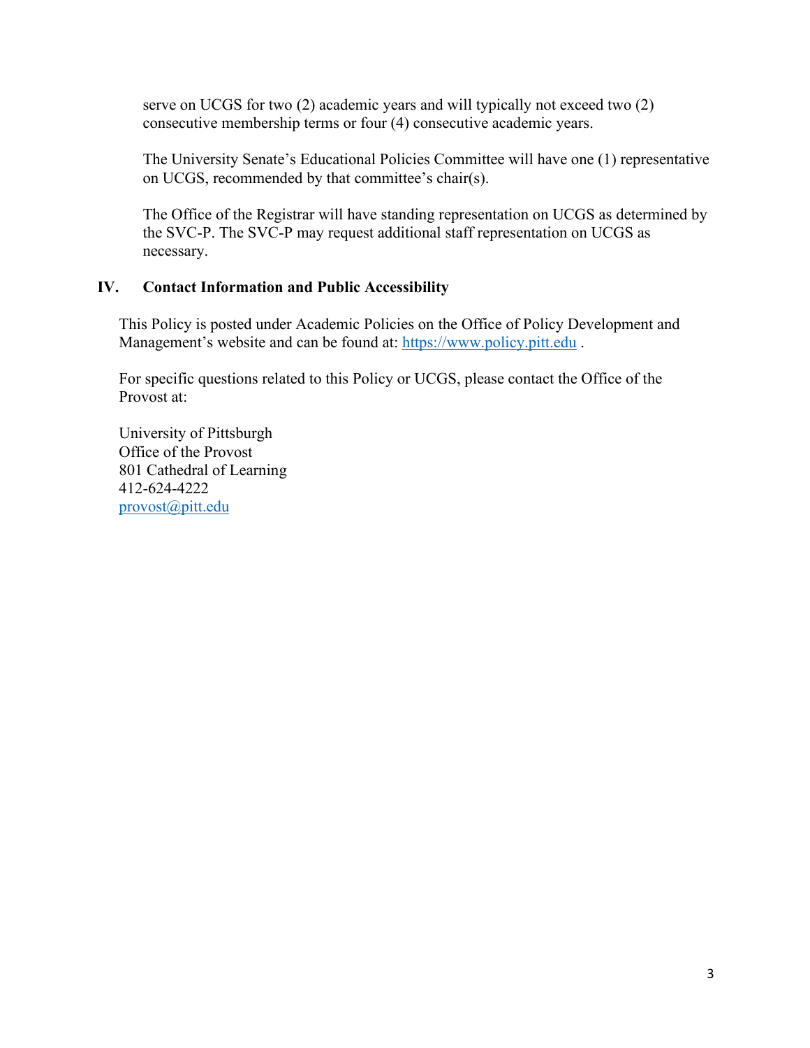serve on UCGS for two (2) academic years and will typically not exceed two (2) consecutive membership terms or four (4) consecutive academic years.

The University Senate's Educational Policies Committee will have one (1) representative on UCGS, recommended by that committee's chair(s).

The Office of the Registrar will have standing representation on UCGS as determined by the SVC-P. The SVC-P may request additional staff representation on UCGS as necessary.

## IV. Contact Information and Public Accessibility

This Policy is posted under Academic Policies on the Office of Policy Development and Management's website and can be found at: https://www.policy.pitt.edu .

For specific questions related to this Policy or UCGS, please contact the Office of the Provost at:

University of Pittsburgh
Office of the Provost
801 Cathedral of Learning
412-624-4222
provost@pitt.edu